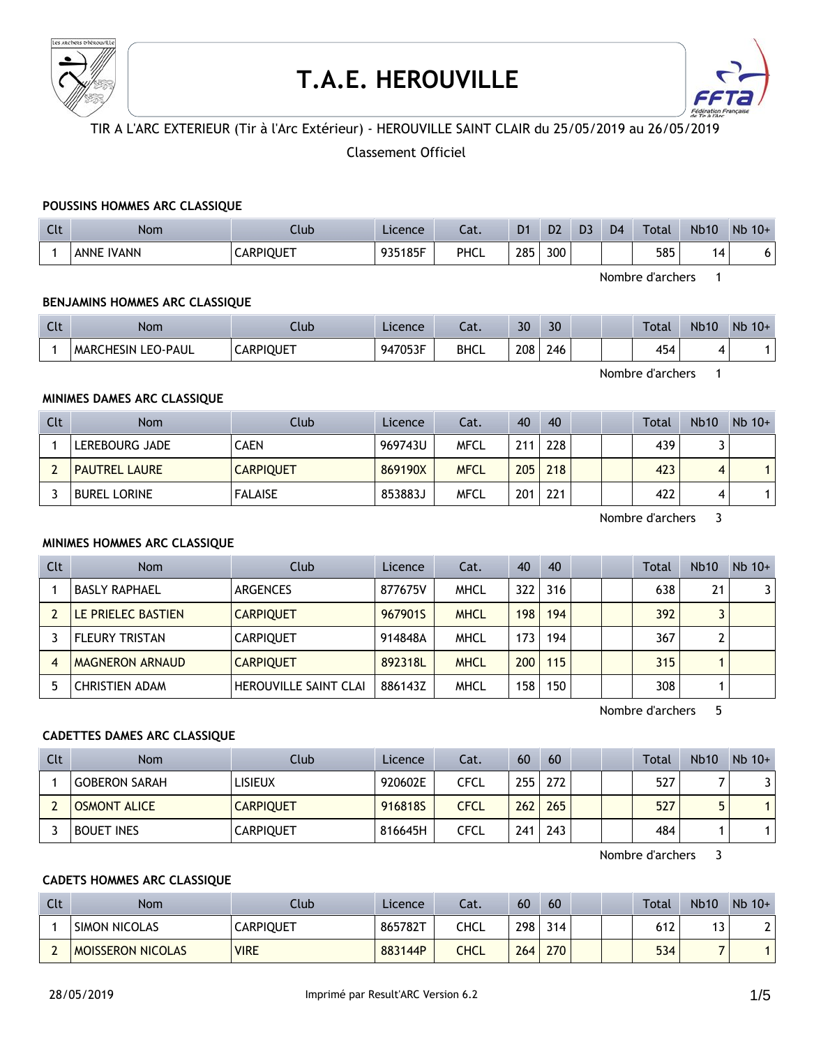# T.A.E. HEROUVILLE

TIR A L'ARC EXTERIEUR (Tir à l'Arc Extérieur) - HEROUVILLE SAINT CLAIR du 25/05/2019 au 26/05/2019

Classement Officiel

### POUSSINS HOMMES ARC CLASSIQUE

| Clt | Nom | Club | Licence | Cat. | D1 | D2 | D3 | D4 | Total | Nb10 | Nb 10+ |
|---|---|---|---|---|---|---|---|---|---|---|---|
| 1 | ANNE IVANN | CARPIQUET | 935185F | PHCL | 285 | 300 | | | 585 | 14 | 6 |

Nombre d'archers 1

### BENJAMINS HOMMES ARC CLASSIQUE

| Clt | Nom | Club | Licence | Cat. | 30 | 30 | | | Total | Nb10 | Nb 10+ |
|---|---|---|---|---|---|---|---|---|---|---|---|
| 1 | MARCHESIN LEO-PAUL | CARPIQUET | 947053F | BHCL | 208 | 246 | | | 454 | 4 | 1 |

Nombre d'archers 1

### MINIMES DAMES ARC CLASSIQUE

| Clt | Nom | Club | Licence | Cat. | 40 | 40 | | | Total | Nb10 | Nb 10+ |
|---|---|---|---|---|---|---|---|---|---|---|---|
| 1 | LEREBOURG JADE | CAEN | 969743U | MFCL | 211 | 228 | | | 439 | 3 | |
| 2 | PAUTREL LAURE | CARPIQUET | 869190X | MFCL | 205 | 218 | | | 423 | 4 | 1 |
| 3 | BUREL LORINE | FALAISE | 853883J | MFCL | 201 | 221 | | | 422 | 4 | 1 |

Nombre d'archers 3

### MINIMES HOMMES ARC CLASSIQUE

| Clt | Nom | Club | Licence | Cat. | 40 | 40 | | | Total | Nb10 | Nb 10+ |
|---|---|---|---|---|---|---|---|---|---|---|---|
| 1 | BASLY RAPHAEL | ARGENCES | 877675V | MHCL | 322 | 316 | | | 638 | 21 | 3 |
| 2 | LE PRIELEC BASTIEN | CARPIQUET | 967901S | MHCL | 198 | 194 | | | 392 | 3 | |
| 3 | FLEURY TRISTAN | CARPIQUET | 914848A | MHCL | 173 | 194 | | | 367 | 2 | |
| 4 | MAGNERON ARNAUD | CARPIQUET | 892318L | MHCL | 200 | 115 | | | 315 | 1 | |
| 5 | CHRISTIEN ADAM | HEROUVILLE SAINT CLAI | 886143Z | MHCL | 158 | 150 | | | 308 | 1 | |

Nombre d'archers 5

### CADETTES DAMES ARC CLASSIQUE

| Clt | Nom | Club | Licence | Cat. | 60 | 60 | | | Total | Nb10 | Nb 10+ |
|---|---|---|---|---|---|---|---|---|---|---|---|
| 1 | GOBERON SARAH | LISIEUX | 920602E | CFCL | 255 | 272 | | | 527 | 7 | 3 |
| 2 | OSMONT ALICE | CARPIQUET | 916818S | CFCL | 262 | 265 | | | 527 | 5 | 1 |
| 3 | BOUET INES | CARPIQUET | 816645H | CFCL | 241 | 243 | | | 484 | 1 | 1 |

Nombre d'archers 3

### CADETS HOMMES ARC CLASSIQUE

| Clt | Nom | Club | Licence | Cat. | 60 | 60 | | | Total | Nb10 | Nb 10+ |
|---|---|---|---|---|---|---|---|---|---|---|---|
| 1 | SIMON NICOLAS | CARPIQUET | 865782T | CHCL | 298 | 314 | | | 612 | 13 | 2 |
| 2 | MOISSERON NICOLAS | VIRE | 883144P | CHCL | 264 | 270 | | | 534 | 7 | 1 |

28/05/2019 Imprimé par Result'ARC Version 6.2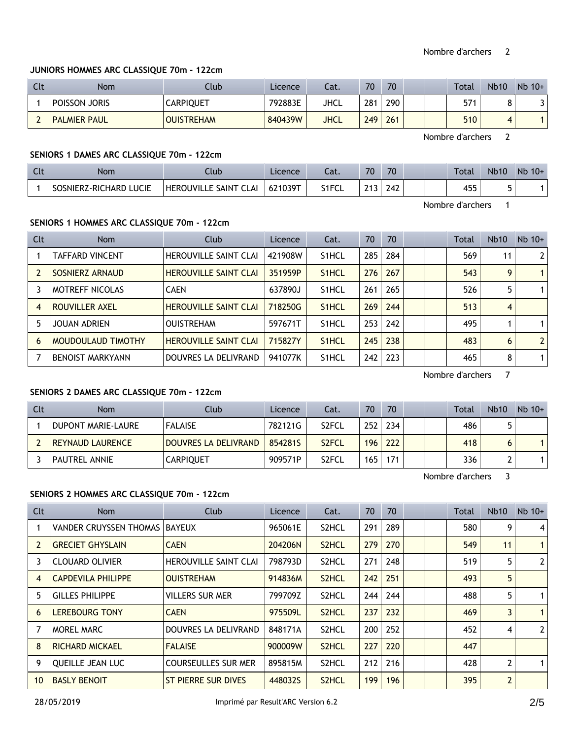Nombre d'archers 2

### JUNIORS HOMMES ARC CLASSIQUE 70m - 122cm

| Clt | Nom | Club | Licence | Cat. | 70 | 70 | | | Total | Nb10 | Nb 10+ |
|---|---|---|---|---|---|---|---|---|---|---|---|
| 1 | POISSON JORIS | CARPIQUET | 792883E | JHCL | 281 | 290 | | | 571 | 8 | 3 |
| 2 | PALMIER PAUL | OUISTREHAM | 840439W | JHCL | 249 | 261 | | | 510 | 4 | 1 |

Nombre d'archers 2

### SENIORS 1 DAMES ARC CLASSIQUE 70m - 122cm

| Clt | Nom | Club | Licence | Cat. | 70 | 70 | | | Total | Nb10 | Nb 10+ |
|---|---|---|---|---|---|---|---|---|---|---|---|
| 1 | SOSNIERZ-RICHARD LUCIE | HEROUVILLE SAINT CLAI | 621039T | S1FCL | 213 | 242 | | | 455 | 5 | 1 |

Nombre d'archers 1

### SENIORS 1 HOMMES ARC CLASSIQUE 70m - 122cm

| Clt | Nom | Club | Licence | Cat. | 70 | 70 | | | Total | Nb10 | Nb 10+ |
|---|---|---|---|---|---|---|---|---|---|---|---|
| 1 | TAFFARD VINCENT | HEROUVILLE SAINT CLAI | 421908W | S1HCL | 285 | 284 | | | 569 | 11 | 2 |
| 2 | SOSNIERZ ARNAUD | HEROUVILLE SAINT CLAI | 351959P | S1HCL | 276 | 267 | | | 543 | 9 | 1 |
| 3 | MOTREFF NICOLAS | CAEN | 637890J | S1HCL | 261 | 265 | | | 526 | 5 | 1 |
| 4 | ROUVILLER AXEL | HEROUVILLE SAINT CLAI | 718250G | S1HCL | 269 | 244 | | | 513 | 4 | |
| 5 | JOUAN ADRIEN | OUISTREHAM | 597671T | S1HCL | 253 | 242 | | | 495 | 1 | 1 |
| 6 | MOUDOULAUD TIMOTHY | HEROUVILLE SAINT CLAI | 715827Y | S1HCL | 245 | 238 | | | 483 | 6 | 2 |
| 7 | BENOIST MARKYANN | DOUVRES LA DELIVRAND | 941077K | S1HCL | 242 | 223 | | | 465 | 8 | 1 |

Nombre d'archers 7

### SENIORS 2 DAMES ARC CLASSIQUE 70m - 122cm

| Clt | Nom | Club | Licence | Cat. | 70 | 70 | | | Total | Nb10 | Nb 10+ |
|---|---|---|---|---|---|---|---|---|---|---|---|
| 1 | DUPONT MARIE-LAURE | FALAISE | 782121G | S2FCL | 252 | 234 | | | 486 | 5 | |
| 2 | REYNAUD LAURENCE | DOUVRES LA DELIVRAND | 854281S | S2FCL | 196 | 222 | | | 418 | 6 | 1 |
| 3 | PAUTREL ANNIE | CARPIQUET | 909571P | S2FCL | 165 | 171 | | | 336 | 2 | 1 |

Nombre d'archers 3

### SENIORS 2 HOMMES ARC CLASSIQUE 70m - 122cm

| Clt | Nom | Club | Licence | Cat. | 70 | 70 | | | Total | Nb10 | Nb 10+ |
|---|---|---|---|---|---|---|---|---|---|---|---|
| 1 | VANDER CRUYSSEN THOMAS | BAYEUX | 965061E | S2HCL | 291 | 289 | | | 580 | 9 | 4 |
| 2 | GRECIET GHYSLAIN | CAEN | 204206N | S2HCL | 279 | 270 | | | 549 | 11 | 1 |
| 3 | CLOUARD OLIVIER | HEROUVILLE SAINT CLAI | 798793D | S2HCL | 271 | 248 | | | 519 | 5 | 2 |
| 4 | CAPDEVILA PHILIPPE | OUISTREHAM | 914836M | S2HCL | 242 | 251 | | | 493 | 5 | |
| 5 | GILLES PHILIPPE | VILLERS SUR MER | 799709Z | S2HCL | 244 | 244 | | | 488 | 5 | 1 |
| 6 | LEREBOURG TONY | CAEN | 975509L | S2HCL | 237 | 232 | | | 469 | 3 | 1 |
| 7 | MOREL MARC | DOUVRES LA DELIVRAND | 848171A | S2HCL | 200 | 252 | | | 452 | 4 | 2 |
| 8 | RICHARD MICKAEL | FALAISE | 900009W | S2HCL | 227 | 220 | | | 447 | | |
| 9 | QUEILLE JEAN LUC | COURSEULLES SUR MER | 895815M | S2HCL | 212 | 216 | | | 428 | 2 | 1 |
| 10 | BASLY BENOIT | ST PIERRE SUR DIVES | 448032S | S2HCL | 199 | 196 | | | 395 | 2 | |

28/05/2019 Imprimé par Result'ARC Version 6.2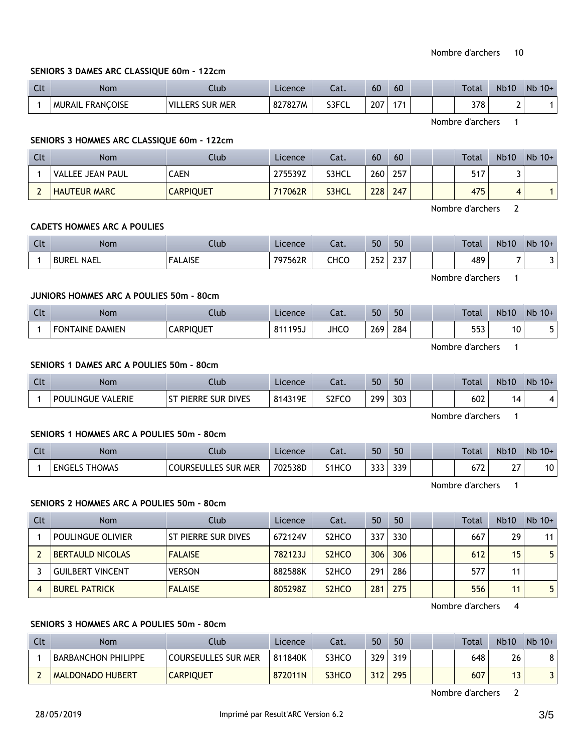Nombre d'archers 10

### SENIORS 3 DAMES ARC CLASSIQUE 60m - 122cm

| Clt | Nom | Club | Licence | Cat. | 60 | 60 | | | Total | Nb10 | Nb 10+ |
|---|---|---|---|---|---|---|---|---|---|---|---|
| 1 | MURAIL FRANÇOISE | VILLERS SUR MER | 827827M | S3FCL | 207 | 171 | | | 378 | 2 | 1 |

Nombre d'archers 1

### SENIORS 3 HOMMES ARC CLASSIQUE 60m - 122cm

| Clt | Nom | Club | Licence | Cat. | 60 | 60 | | | Total | Nb10 | Nb 10+ |
|---|---|---|---|---|---|---|---|---|---|---|---|
| 1 | VALLEE JEAN PAUL | CAEN | 275539Z | S3HCL | 260 | 257 | | | 517 | 3 | |
| 2 | HAUTEUR MARC | CARPIQUET | 717062R | S3HCL | 228 | 247 | | | 475 | 4 | 1 |

Nombre d'archers 2

### CADETS HOMMES ARC A POULIES

| Clt | Nom | Club | Licence | Cat. | 50 | 50 | | | Total | Nb10 | Nb 10+ |
|---|---|---|---|---|---|---|---|---|---|---|---|
| 1 | BUREL NAEL | FALAISE | 797562R | CHCO | 252 | 237 | | | 489 | 7 | 3 |

Nombre d'archers 1

### JUNIORS HOMMES ARC A POULIES 50m - 80cm

| Clt | Nom | Club | Licence | Cat. | 50 | 50 | | | Total | Nb10 | Nb 10+ |
|---|---|---|---|---|---|---|---|---|---|---|---|
| 1 | FONTAINE DAMIEN | CARPIQUET | 811195J | JHCO | 269 | 284 | | | 553 | 10 | 5 |

Nombre d'archers 1

### SENIORS 1 DAMES ARC A POULIES 50m - 80cm

| Clt | Nom | Club | Licence | Cat. | 50 | 50 | | | Total | Nb10 | Nb 10+ |
|---|---|---|---|---|---|---|---|---|---|---|---|
| 1 | POULINGUE VALERIE | ST PIERRE SUR DIVES | 814319E | S2FCO | 299 | 303 | | | 602 | 14 | 4 |

Nombre d'archers 1

### SENIORS 1 HOMMES ARC A POULIES 50m - 80cm

| Clt | Nom | Club | Licence | Cat. | 50 | 50 | | | Total | Nb10 | Nb 10+ |
|---|---|---|---|---|---|---|---|---|---|---|---|
| 1 | ENGELS THOMAS | COURSEULLES SUR MER | 702538D | S1HCO | 333 | 339 | | | 672 | 27 | 10 |

Nombre d'archers 1

### SENIORS 2 HOMMES ARC A POULIES 50m - 80cm

| Clt | Nom | Club | Licence | Cat. | 50 | 50 | | | Total | Nb10 | Nb 10+ |
|---|---|---|---|---|---|---|---|---|---|---|---|
| 1 | POULINGUE OLIVIER | ST PIERRE SUR DIVES | 672124V | S2HCO | 337 | 330 | | | 667 | 29 | 11 |
| 2 | BERTAULD NICOLAS | FALAISE | 782123J | S2HCO | 306 | 306 | | | 612 | 15 | 5 |
| 3 | GUILBERT VINCENT | VERSON | 882588K | S2HCO | 291 | 286 | | | 577 | 11 | |
| 4 | BUREL PATRICK | FALAISE | 805298Z | S2HCO | 281 | 275 | | | 556 | 11 | 5 |

Nombre d'archers 4

### SENIORS 3 HOMMES ARC A POULIES 50m - 80cm

| Clt | Nom | Club | Licence | Cat. | 50 | 50 | | | Total | Nb10 | Nb 10+ |
|---|---|---|---|---|---|---|---|---|---|---|---|
| 1 | BARBANCHON PHILIPPE | COURSEULLES SUR MER | 811840K | S3HCO | 329 | 319 | | | 648 | 26 | 8 |
| 2 | MALDONADO HUBERT | CARPIQUET | 872011N | S3HCO | 312 | 295 | | | 607 | 13 | 3 |

Nombre d'archers 2

28/05/2019 Imprimé par Result'ARC Version 6.2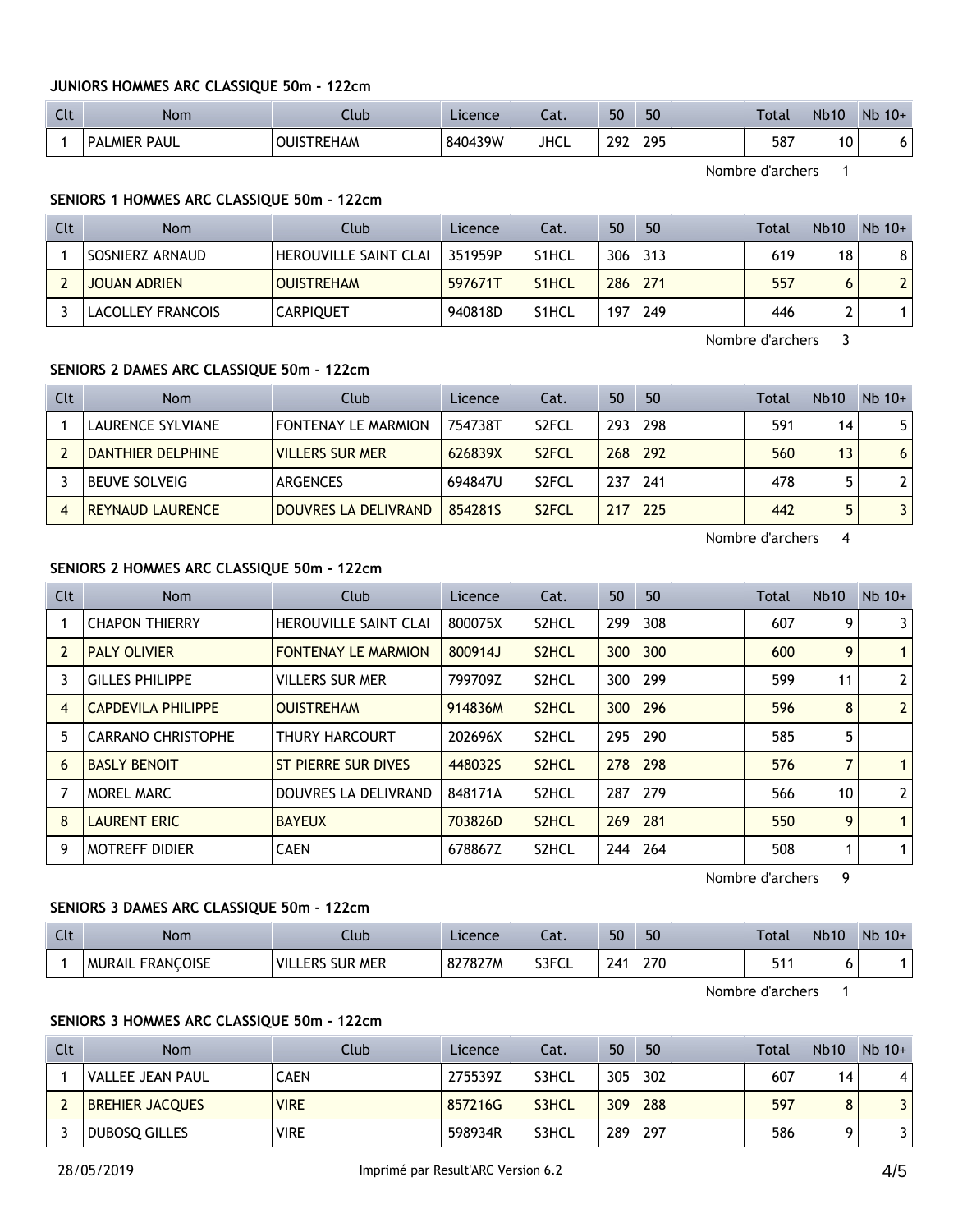### JUNIORS HOMMES ARC CLASSIQUE 50m - 122cm

| Clt | Nom | Club | Licence | Cat. | 50 | 50 | | | Total | Nb10 | Nb 10+ |
|---|---|---|---|---|---|---|---|---|---|---|---|
| 1 | PALMIER PAUL | OUISTREHAM | 840439W | JHCL | 292 | 295 | | | 587 | 10 | 6 |

Nombre d'archers 1

### SENIORS 1 HOMMES ARC CLASSIQUE 50m - 122cm

| Clt | Nom | Club | Licence | Cat. | 50 | 50 | | | Total | Nb10 | Nb 10+ |
|---|---|---|---|---|---|---|---|---|---|---|---|
| 1 | SOSNIERZ ARNAUD | HEROUVILLE SAINT CLAI | 351959P | S1HCL | 306 | 313 | | | 619 | 18 | 8 |
| 2 | JOUAN ADRIEN | OUISTREHAM | 597671T | S1HCL | 286 | 271 | | | 557 | 6 | 2 |
| 3 | LACOLLEY FRANCOIS | CARPIQUET | 940818D | S1HCL | 197 | 249 | | | 446 | 2 | 1 |

Nombre d'archers 3

### SENIORS 2 DAMES ARC CLASSIQUE 50m - 122cm

| Clt | Nom | Club | Licence | Cat. | 50 | 50 | | | Total | Nb10 | Nb 10+ |
|---|---|---|---|---|---|---|---|---|---|---|---|
| 1 | LAURENCE SYLVIANE | FONTENAY LE MARMION | 754738T | S2FCL | 293 | 298 | | | 591 | 14 | 5 |
| 2 | DANTHIER DELPHINE | VILLERS SUR MER | 626839X | S2FCL | 268 | 292 | | | 560 | 13 | 6 |
| 3 | BEUVE SOLVEIG | ARGENCES | 694847U | S2FCL | 237 | 241 | | | 478 | 5 | 2 |
| 4 | REYNAUD LAURENCE | DOUVRES LA DELIVRAND | 854281S | S2FCL | 217 | 225 | | | 442 | 5 | 3 |

Nombre d'archers 4

### SENIORS 2 HOMMES ARC CLASSIQUE 50m - 122cm

| Clt | Nom | Club | Licence | Cat. | 50 | 50 | | | Total | Nb10 | Nb 10+ |
|---|---|---|---|---|---|---|---|---|---|---|---|
| 1 | CHAPON THIERRY | HEROUVILLE SAINT CLAI | 800075X | S2HCL | 299 | 308 | | | 607 | 9 | 3 |
| 2 | PALY OLIVIER | FONTENAY LE MARMION | 800914J | S2HCL | 300 | 300 | | | 600 | 9 | 1 |
| 3 | GILLES PHILIPPE | VILLERS SUR MER | 799709Z | S2HCL | 300 | 299 | | | 599 | 11 | 2 |
| 4 | CAPDEVILA PHILIPPE | OUISTREHAM | 914836M | S2HCL | 300 | 296 | | | 596 | 8 | 2 |
| 5 | CARRANO CHRISTOPHE | THURY HARCOURT | 202696X | S2HCL | 295 | 290 | | | 585 | 5 | |
| 6 | BASLY BENOIT | ST PIERRE SUR DIVES | 448032S | S2HCL | 278 | 298 | | | 576 | 7 | 1 |
| 7 | MOREL MARC | DOUVRES LA DELIVRAND | 848171A | S2HCL | 287 | 279 | | | 566 | 10 | 2 |
| 8 | LAURENT ERIC | BAYEUX | 703826D | S2HCL | 269 | 281 | | | 550 | 9 | 1 |
| 9 | MOTREFF DIDIER | CAEN | 678867Z | S2HCL | 244 | 264 | | | 508 | 1 | 1 |

Nombre d'archers 9

### SENIORS 3 DAMES ARC CLASSIQUE 50m - 122cm

| Clt | Nom | Club | Licence | Cat. | 50 | 50 | | | Total | Nb10 | Nb 10+ |
|---|---|---|---|---|---|---|---|---|---|---|---|
| 1 | MURAIL FRANÇOISE | VILLERS SUR MER | 827827M | S3FCL | 241 | 270 | | | 511 | 6 | 1 |

Nombre d'archers 1

### SENIORS 3 HOMMES ARC CLASSIQUE 50m - 122cm

| Clt | Nom | Club | Licence | Cat. | 50 | 50 | | | Total | Nb10 | Nb 10+ |
|---|---|---|---|---|---|---|---|---|---|---|---|
| 1 | VALLEE JEAN PAUL | CAEN | 275539Z | S3HCL | 305 | 302 | | | 607 | 14 | 4 |
| 2 | BREHIER JACQUES | VIRE | 857216G | S3HCL | 309 | 288 | | | 597 | 8 | 3 |
| 3 | DUBOSQ GILLES | VIRE | 598934R | S3HCL | 289 | 297 | | | 586 | 9 | 3 |

28/05/2019 Imprimé par Result'ARC Version 6.2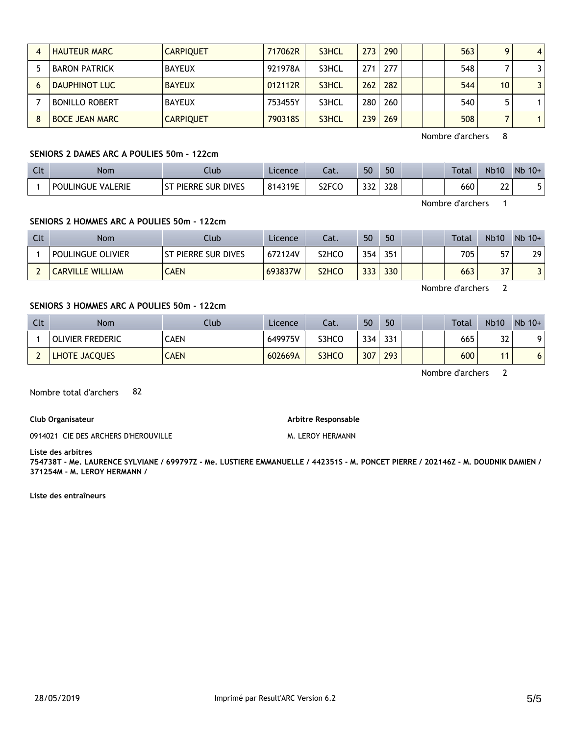| | | | | | | | | | | | |
|---|---|---|---|---|---|---|---|---|---|---|---|
| 4 | HAUTEUR MARC | CARPIQUET | 717062R | S3HCL | 273 | 290 | | | 563 | 9 | 4 |
| 5 | BARON PATRICK | BAYEUX | 921978A | S3HCL | 271 | 277 | | | 548 | 7 | 3 |
| 6 | DAUPHINOT LUC | BAYEUX | 012112R | S3HCL | 262 | 282 | | | 544 | 10 | 3 |
| 7 | BONILLO ROBERT | BAYEUX | 753455Y | S3HCL | 280 | 260 | | | 540 | 5 | 1 |
| 8 | BOCE JEAN MARC | CARPIQUET | 790318S | S3HCL | 239 | 269 | | | 508 | 7 | 1 |

Nombre d'archers 8

**SENIORS 2 DAMES ARC A POULIES 50m - 122cm**

| Clt | Nom | Club | Licence | Cat. | 50 | 50 | | | Total | Nb10 | Nb 10+ |
|---|---|---|---|---|---|---|---|---|---|---|---|
| 1 | POULINGUE VALERIE | ST PIERRE SUR DIVES | 814319E | S2FCO | 332 | 328 | | | 660 | 22 | 5 |

Nombre d'archers 1

**SENIORS 2 HOMMES ARC A POULIES 50m - 122cm**

| Clt | Nom | Club | Licence | Cat. | 50 | 50 | | | Total | Nb10 | Nb 10+ |
|---|---|---|---|---|---|---|---|---|---|---|---|
| 1 | POULINGUE OLIVIER | ST PIERRE SUR DIVES | 672124V | S2HCO | 354 | 351 | | | 705 | 57 | 29 |
| 2 | CARVILLE WILLIAM | CAEN | 693837W | S2HCO | 333 | 330 | | | 663 | 37 | 3 |

Nombre d'archers 2

**SENIORS 3 HOMMES ARC A POULIES 50m - 122cm**

| Clt | Nom | Club | Licence | Cat. | 50 | 50 | | | Total | Nb10 | Nb 10+ |
|---|---|---|---|---|---|---|---|---|---|---|---|
| 1 | OLIVIER FREDERIC | CAEN | 649975V | S3HCO | 334 | 331 | | | 665 | 32 | 9 |
| 2 | LHOTE JACQUES | CAEN | 602669A | S3HCO | 307 | 293 | | | 600 | 11 | 6 |

Nombre d'archers 2

Nombre total d'archers 82

**Club Organisateur**

0914021 CIE DES ARCHERS D'HEROUVILLE

**Arbitre Responsable**

M. LEROY HERMANN

**Liste des arbitres**

**754738T - Me. LAURENCE SYLVIANE / 699797Z - Me. LUSTIERE EMMANUELLE / 442351S - M. PONCET PIERRE / 202146Z - M. DOUDNIK DAMIEN / 371254M - M. LEROY HERMANN /**

**Liste des entraîneurs**

28/05/2019 Imprimé par Result'ARC Version 6.2